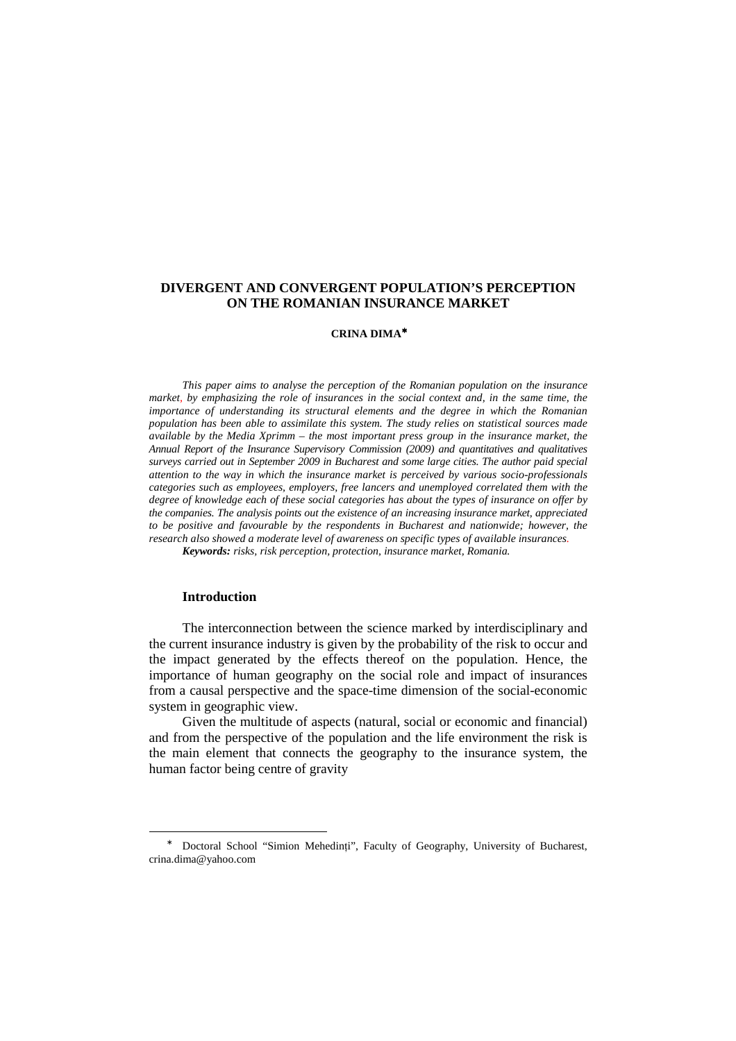# DIVERGENT AND CONVERGENT POPULATION'S PERCEPTION ON THE ROMANIAN INSURANCE MARKET

**CRINA DIMA***

*This paper aims to analyse the perception of the Romanian population on the insurance market, by emphasizing the role of insurances in the social context and, in the same time, the importance of understanding its structural elements and the degree in which the Romanian population has been able to assimilate this system. The study relies on statistical sources made available by the Media Xprimm – the most important press group in the insurance market, the Annual Report of the Insurance Supervisory Commission (2009) and quantitatives and qualitatives surveys carried out in September 2009 in Bucharest and some large cities. The author paid special attention to the way in which the insurance market is perceived by various socio-professionals categories such as employees, employers, free lancers and unemployed correlated them with the degree of knowledge each of these social categories has about the types of insurance on offer by the companies. The analysis points out the existence of an increasing insurance market, appreciated to be positive and favourable by the respondents in Bucharest and nationwide; however, the research also showed a moderate level of awareness on specific types of available insurances.*

***Keywords:*** *risks, risk perception, protection, insurance market, Romania.*

## Introduction

The interconnection between the science marked by interdisciplinary and the current insurance industry is given by the probability of the risk to occur and the impact generated by the effects thereof on the population. Hence, the importance of human geography on the social role and impact of insurances from a causal perspective and the space-time dimension of the social-economic system in geographic view.

Given the multitude of aspects (natural, social or economic and financial) and from the perspective of the population and the life environment the risk is the main element that connects the geography to the insurance system, the human factor being centre of gravity

---

* Doctoral School "Simion Mehedinți", Faculty of Geography, University of Bucharest, crina.dima@yahoo.com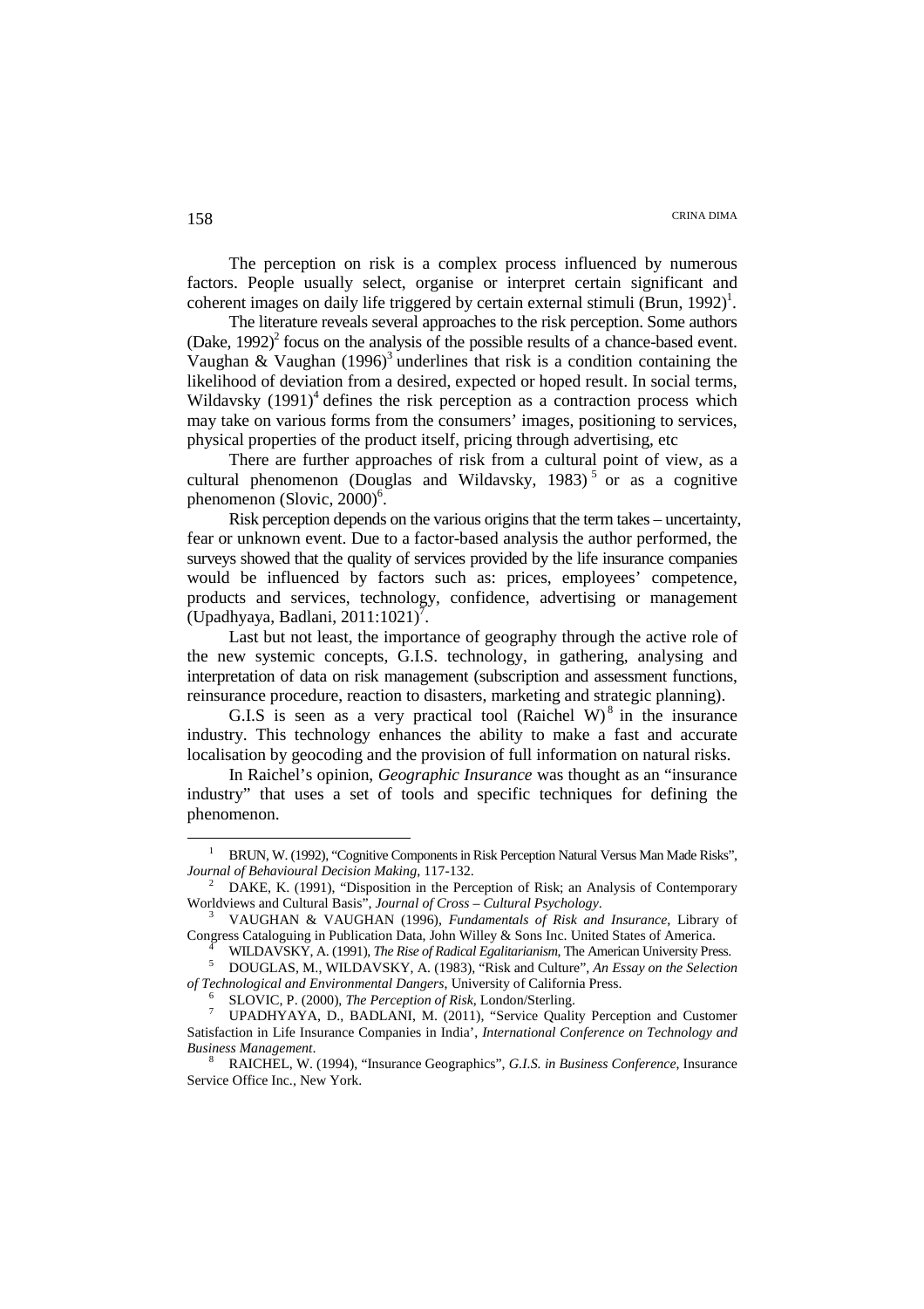The perception on risk is a complex process influenced by numerous factors. People usually select, organise or interpret certain significant and coherent images on daily life triggered by certain external stimuli (Brun, 1992)[1].

The literature reveals several approaches to the risk perception. Some authors (Dake, 1992)[2] focus on the analysis of the possible results of a chance-based event. Vaughan & Vaughan (1996)[3] underlines that risk is a condition containing the likelihood of deviation from a desired, expected or hoped result. In social terms, Wildavsky (1991)[4] defines the risk perception as a contraction process which may take on various forms from the consumers' images, positioning to services, physical properties of the product itself, pricing through advertising, etc

There are further approaches of risk from a cultural point of view, as a cultural phenomenon (Douglas and Wildavsky, 1983)[5] or as a cognitive phenomenon (Slovic, 2000)[6].

Risk perception depends on the various origins that the term takes – uncertainty, fear or unknown event. Due to a factor-based analysis the author performed, the surveys showed that the quality of services provided by the life insurance companies would be influenced by factors such as: prices, employees' competence, products and services, technology, confidence, advertising or management (Upadhyaya, Badlani, 2011:1021)[7].

Last but not least, the importance of geography through the active role of the new systemic concepts, G.I.S. technology, in gathering, analysing and interpretation of data on risk management (subscription and assessment functions, reinsurance procedure, reaction to disasters, marketing and strategic planning).

G.I.S is seen as a very practical tool (Raichel W)[8] in the insurance industry. This technology enhances the ability to make a fast and accurate localisation by geocoding and the provision of full information on natural risks.

In Raichel's opinion, *Geographic Insurance* was thought as an "insurance industry" that uses a set of tools and specific techniques for defining the phenomenon.

---

[1] BRUN, W. (1992), "Cognitive Components in Risk Perception Natural Versus Man Made Risks", *Journal of Behavioural Decision Making*, 117-132.

[2] DAKE, K. (1991), "Disposition in the Perception of Risk; an Analysis of Contemporary Worldviews and Cultural Basis", *Journal of Cross – Cultural Psychology*.

[3] VAUGHAN & VAUGHAN (1996), *Fundamentals of Risk and Insurance*, Library of Congress Cataloguing in Publication Data, John Willey & Sons Inc. United States of America.

[4] WILDAVSKY, A. (1991), *The Rise of Radical Egalitarianism*, The American University Press.

[5] DOUGLAS, M., WILDAVSKY, A. (1983), "Risk and Culture", *An Essay on the Selection of Technological and Environmental Dangers*, University of California Press.

[6] SLOVIC, P. (2000), *The Perception of Risk*, London/Sterling.

[7] UPADHYAYA, D., BADLANI, M. (2011), "Service Quality Perception and Customer Satisfaction in Life Insurance Companies in India', *International Conference on Technology and Business Management*.

[8] RAICHEL, W. (1994), "Insurance Geographics", *G.I.S. in Business Conference*, Insurance Service Office Inc., New York.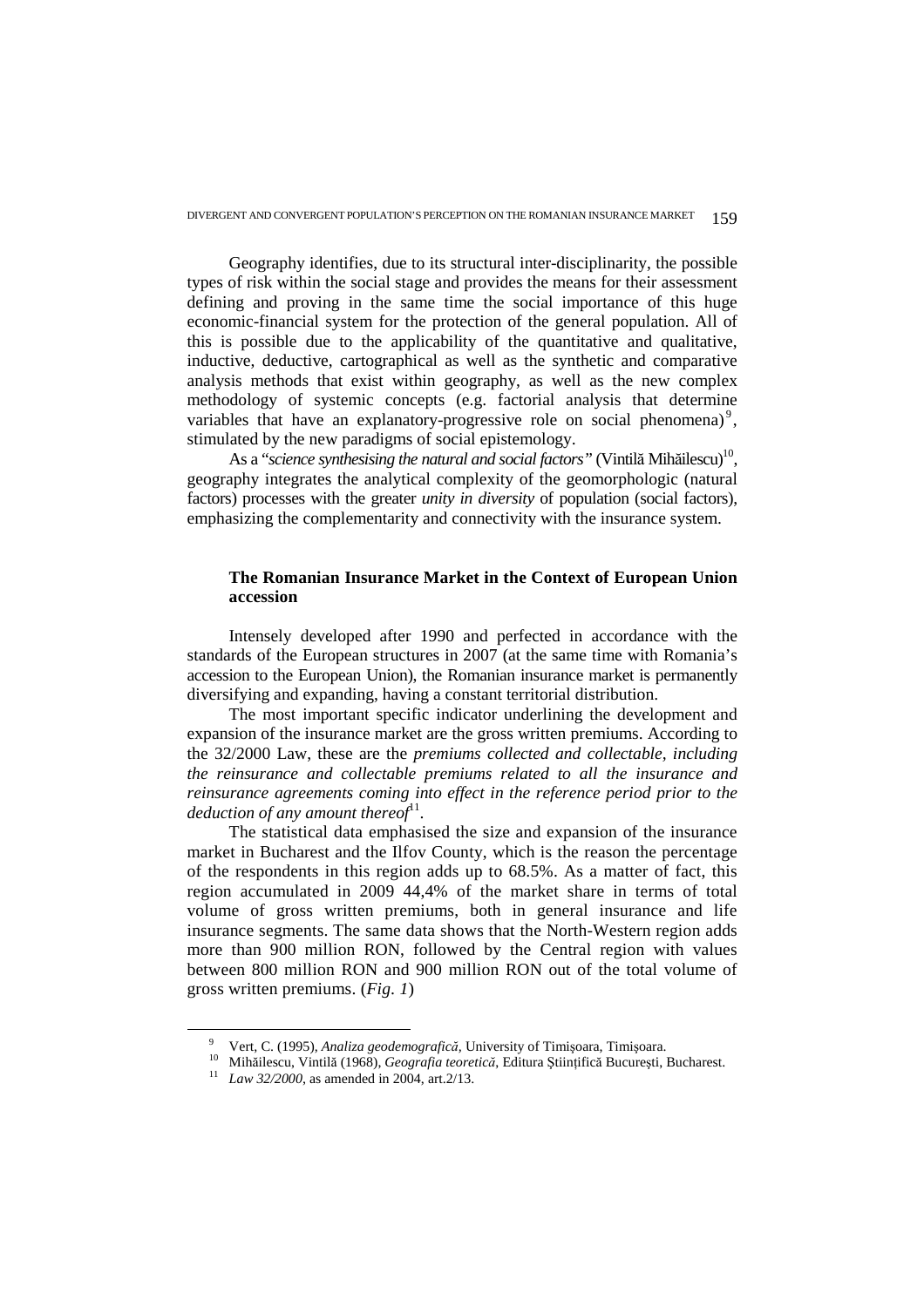Geography identifies, due to its structural inter-disciplinarity, the possible types of risk within the social stage and provides the means for their assessment defining and proving in the same time the social importance of this huge economic-financial system for the protection of the general population. All of this is possible due to the applicability of the quantitative and qualitative, inductive, deductive, cartographical as well as the synthetic and comparative analysis methods that exist within geography, as well as the new complex methodology of systemic concepts (e.g. factorial analysis that determine variables that have an explanatory-progressive role on social phenomena)[9], stimulated by the new paradigms of social epistemology.

As a "*science synthesising the natural and social factors"* (Vintilă Mihăilescu)[10], geography integrates the analytical complexity of the geomorphologic (natural factors) processes with the greater *unity in diversity* of population (social factors), emphasizing the complementarity and connectivity with the insurance system.

## The Romanian Insurance Market in the Context of European Union accession

Intensely developed after 1990 and perfected in accordance with the standards of the European structures in 2007 (at the same time with Romania's accession to the European Union), the Romanian insurance market is permanently diversifying and expanding, having a constant territorial distribution.

The most important specific indicator underlining the development and expansion of the insurance market are the gross written premiums. According to the 32/2000 Law, these are the *premiums collected and collectable, including the reinsurance and collectable premiums related to all the insurance and reinsurance agreements coming into effect in the reference period prior to the deduction of any amount thereof*[11].

The statistical data emphasised the size and expansion of the insurance market in Bucharest and the Ilfov County, which is the reason the percentage of the respondents in this region adds up to 68.5%. As a matter of fact, this region accumulated in 2009 44,4% of the market share in terms of total volume of gross written premiums, both in general insurance and life insurance segments. The same data shows that the North-Western region adds more than 900 million RON, followed by the Central region with values between 800 million RON and 900 million RON out of the total volume of gross written premiums. (*Fig. 1*)

---

[9] Vert, C. (1995), *Analiza geodemografică*, University of Timişoara, Timişoara.

[10] Mihăilescu, Vintilă (1968), *Geografia teoretică*, Editura Ştiinţifică Bucureşti, Bucharest.

[11] *Law 32/2000*, as amended in 2004, art.2/13.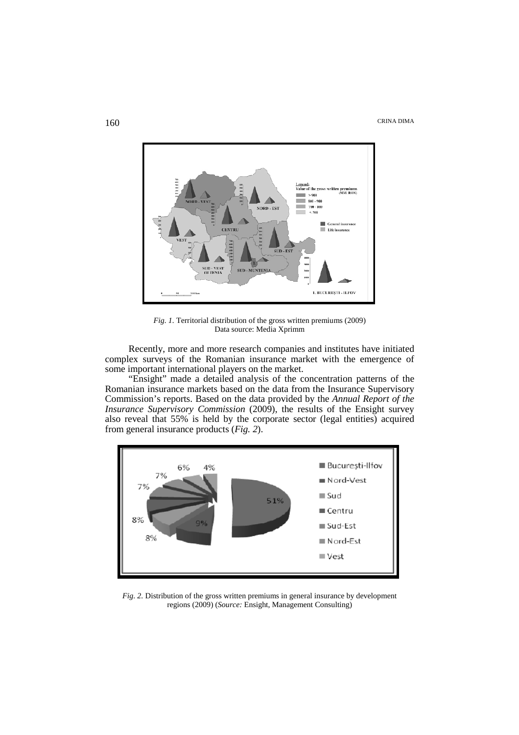*Fig. 1.* Territorial distribution of the gross written premiums (2009)
Data source: Media Xprimm

Recently, more and more research companies and institutes have initiated complex surveys of the Romanian insurance market with the emergence of some important international players on the market.

"Ensight" made a detailed analysis of the concentration patterns of the Romanian insurance markets based on the data from the Insurance Supervisory Commission's reports. Based on the data provided by the *Annual Report of the Insurance Supervisory Commission* (2009), the results of the Ensight survey also reveal that 55% is held by the corporate sector (legal entities) acquired from general insurance products (*Fig. 2*).

*Fig. 2.* Distribution of the gross written premiums in general insurance by development regions (2009) (*Source:* Ensight, Management Consulting)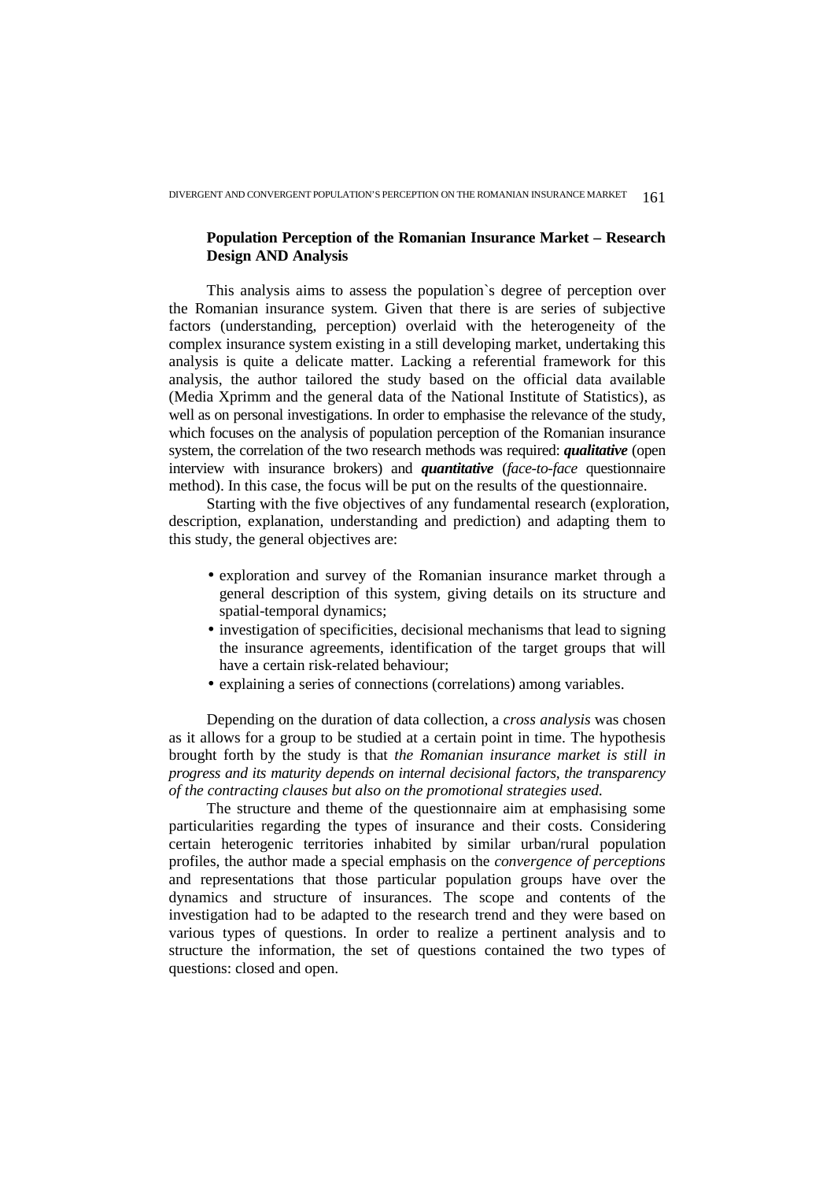## Population Perception of the Romanian Insurance Market – Research Design AND Analysis

This analysis aims to assess the population`s degree of perception over the Romanian insurance system. Given that there is are series of subjective factors (understanding, perception) overlaid with the heterogeneity of the complex insurance system existing in a still developing market, undertaking this analysis is quite a delicate matter. Lacking a referential framework for this analysis, the author tailored the study based on the official data available (Media Xprimm and the general data of the National Institute of Statistics), as well as on personal investigations. In order to emphasise the relevance of the study, which focuses on the analysis of population perception of the Romanian insurance system, the correlation of the two research methods was required: ***qualitative*** (open interview with insurance brokers) and ***quantitative*** (*face-to-face* questionnaire method). In this case, the focus will be put on the results of the questionnaire.

Starting with the five objectives of any fundamental research (exploration, description, explanation, understanding and prediction) and adapting them to this study, the general objectives are:

- exploration and survey of the Romanian insurance market through a general description of this system, giving details on its structure and spatial-temporal dynamics;
- investigation of specificities, decisional mechanisms that lead to signing the insurance agreements, identification of the target groups that will have a certain risk-related behaviour;
- explaining a series of connections (correlations) among variables.

Depending on the duration of data collection, a *cross analysis* was chosen as it allows for a group to be studied at a certain point in time. The hypothesis brought forth by the study is that *the Romanian insurance market is still in progress and its maturity depends on internal decisional factors, the transparency of the contracting clauses but also on the promotional strategies used.*

The structure and theme of the questionnaire aim at emphasising some particularities regarding the types of insurance and their costs. Considering certain heterogenic territories inhabited by similar urban/rural population profiles, the author made a special emphasis on the *convergence of perceptions* and representations that those particular population groups have over the dynamics and structure of insurances. The scope and contents of the investigation had to be adapted to the research trend and they were based on various types of questions. In order to realize a pertinent analysis and to structure the information, the set of questions contained the two types of questions: closed and open.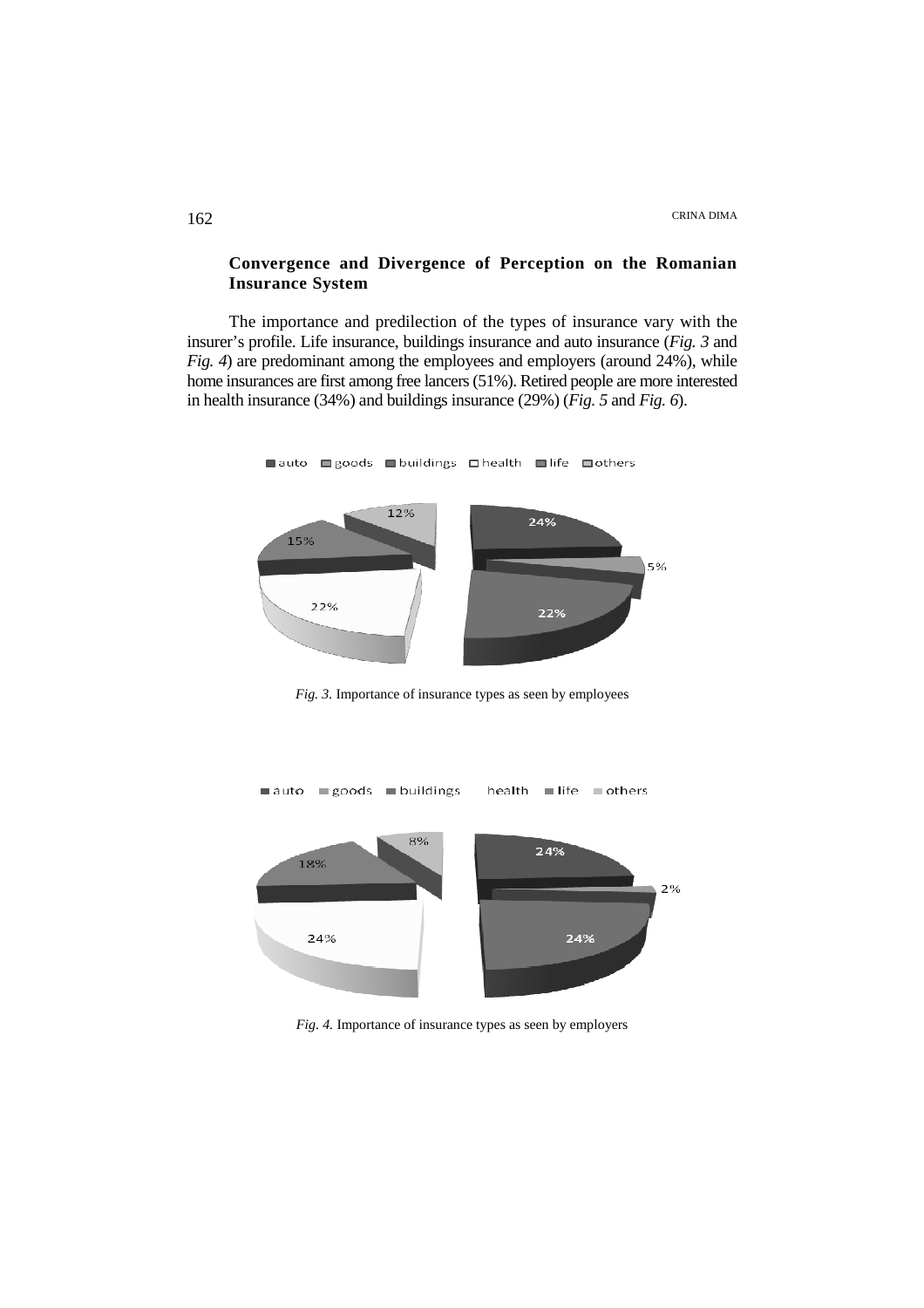## Convergence and Divergence of Perception on the Romanian Insurance System

The importance and predilection of the types of insurance vary with the insurer's profile. Life insurance, buildings insurance and auto insurance (*Fig. 3* and *Fig. 4*) are predominant among the employees and employers (around 24%), while home insurances are first among free lancers (51%). Retired people are more interested in health insurance (34%) and buildings insurance (29%) (*Fig. 5* and *Fig. 6*).

*Fig. 3.* Importance of insurance types as seen by employees

*Fig. 4.* Importance of insurance types as seen by employers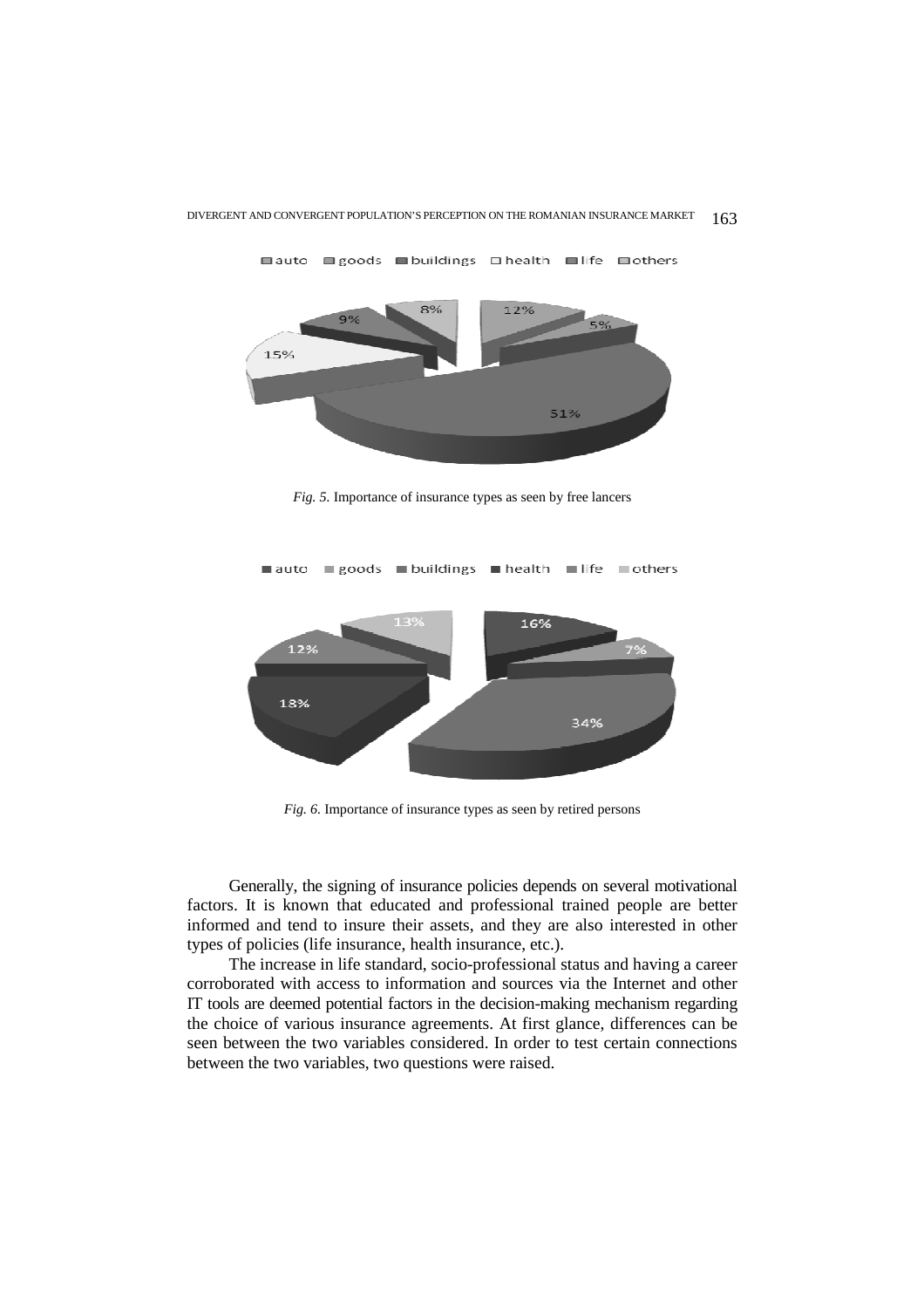*Fig. 5.* Importance of insurance types as seen by free lancers

*Fig. 6.* Importance of insurance types as seen by retired persons

Generally, the signing of insurance policies depends on several motivational factors. It is known that educated and professional trained people are better informed and tend to insure their assets, and they are also interested in other types of policies (life insurance, health insurance, etc.).

The increase in life standard, socio-professional status and having a career corroborated with access to information and sources via the Internet and other IT tools are deemed potential factors in the decision-making mechanism regarding the choice of various insurance agreements. At first glance, differences can be seen between the two variables considered. In order to test certain connections between the two variables, two questions were raised.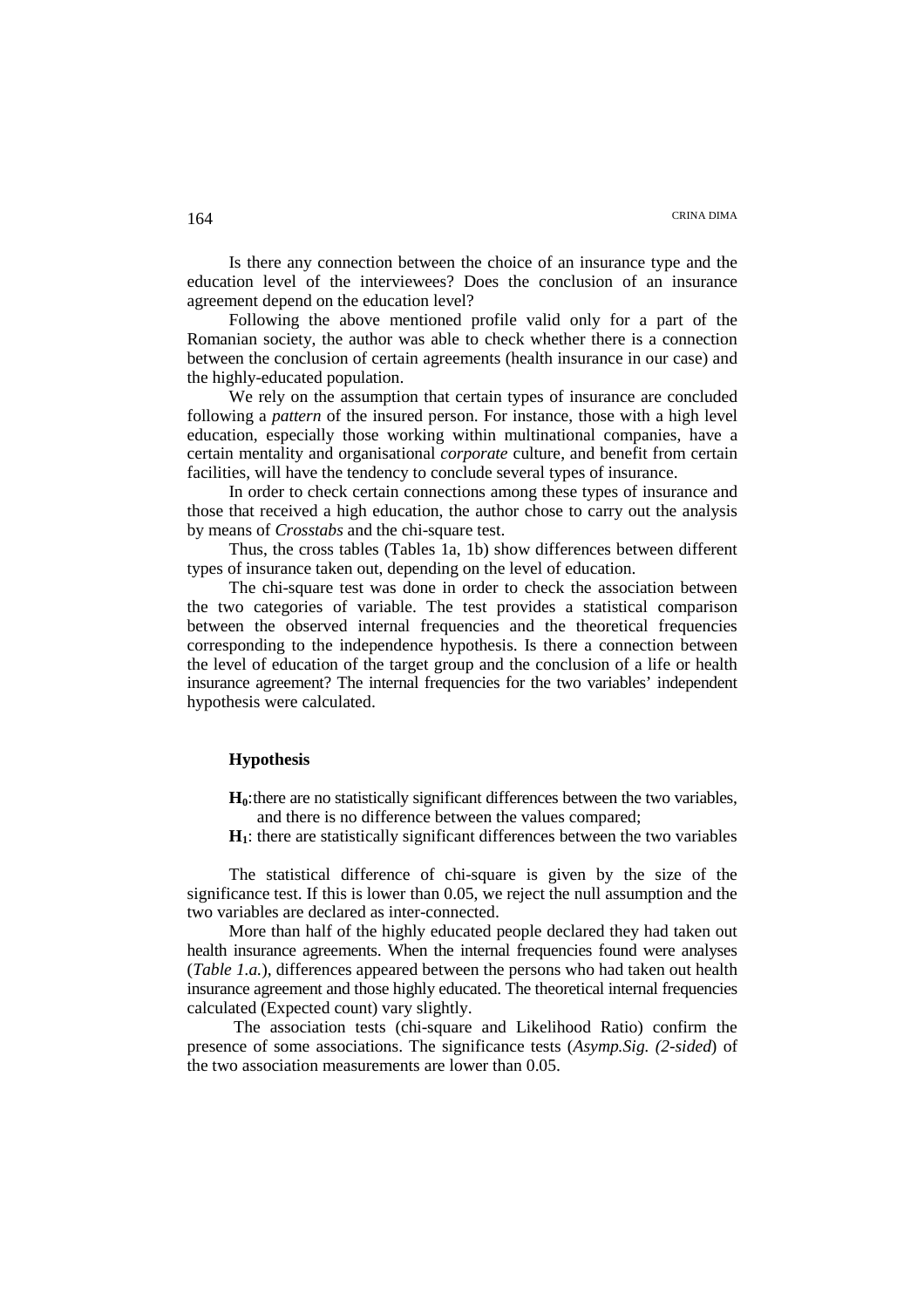Is there any connection between the choice of an insurance type and the education level of the interviewees? Does the conclusion of an insurance agreement depend on the education level?

Following the above mentioned profile valid only for a part of the Romanian society, the author was able to check whether there is a connection between the conclusion of certain agreements (health insurance in our case) and the highly-educated population.

We rely on the assumption that certain types of insurance are concluded following a *pattern* of the insured person. For instance, those with a high level education, especially those working within multinational companies, have a certain mentality and organisational *corporate* culture, and benefit from certain facilities, will have the tendency to conclude several types of insurance.

In order to check certain connections among these types of insurance and those that received a high education, the author chose to carry out the analysis by means of *Crosstabs* and the chi-square test.

Thus, the cross tables (Tables 1a, 1b) show differences between different types of insurance taken out, depending on the level of education.

The chi-square test was done in order to check the association between the two categories of variable. The test provides a statistical comparison between the observed internal frequencies and the theoretical frequencies corresponding to the independence hypothesis. Is there a connection between the level of education of the target group and the conclusion of a life or health insurance agreement? The internal frequencies for the two variables' independent hypothesis were calculated.

### Hypothesis

**$H_0$**: there are no statistically significant differences between the two variables, and there is no difference between the values compared;

**$H_1$**: there are statistically significant differences between the two variables

The statistical difference of chi-square is given by the size of the significance test. If this is lower than 0.05, we reject the null assumption and the two variables are declared as inter-connected.

More than half of the highly educated people declared they had taken out health insurance agreements. When the internal frequencies found were analyses (*Table 1.a.*), differences appeared between the persons who had taken out health insurance agreement and those highly educated. The theoretical internal frequencies calculated (Expected count) vary slightly.

The association tests (chi-square and Likelihood Ratio) confirm the presence of some associations. The significance tests (*Asymp.Sig. (2-sided*) of the two association measurements are lower than 0.05.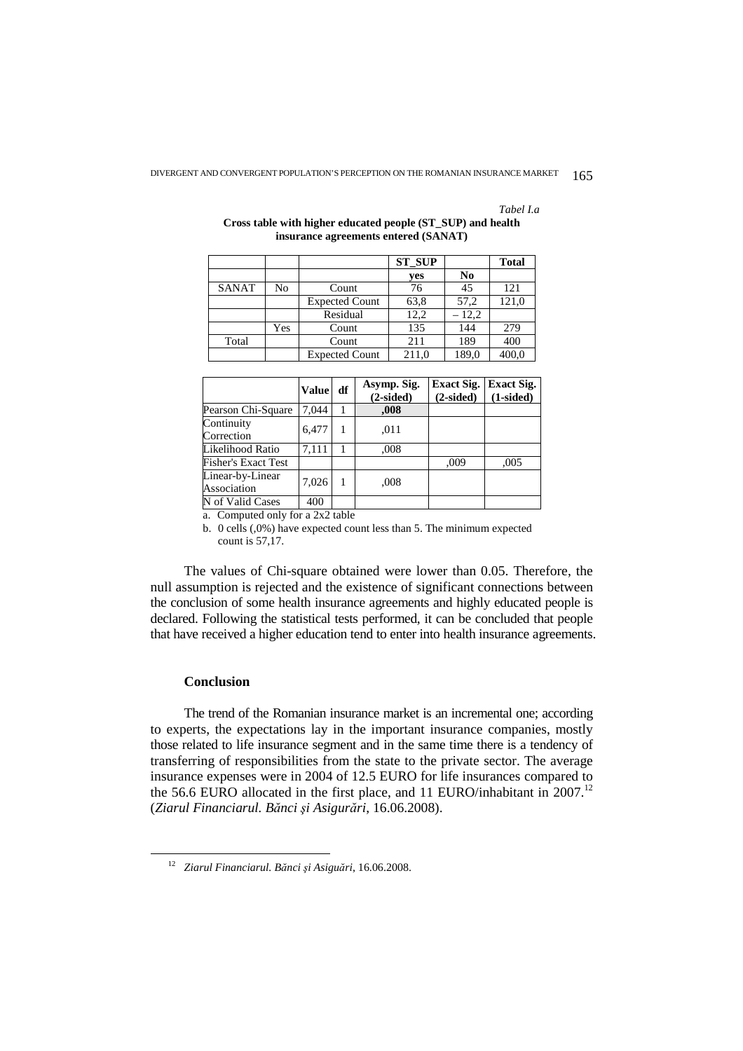*Tabel I.a*

**Cross table with higher educated people (ST_SUP) and health insurance agreements entered (SANAT)**

| | | | ST_SUP | | Total |
|---|---|---|---|---|---|
| | | | yes | No | |
| SANAT | No | Count | 76 | 45 | 121 |
| | | Expected Count | 63,8 | 57,2 | 121,0 |
| | | Residual | 12,2 | – 12,2 | |
| | Yes | Count | 135 | 144 | 279 |
| Total | | Count | 211 | 189 | 400 |
| | | Expected Count | 211,0 | 189,0 | 400,0 |

| | Value | df | Asymp. Sig. (2-sided) | Exact Sig. (2-sided) | Exact Sig. (1-sided) |
|---|---|---|---|---|---|
| Pearson Chi-Square | 7,044 | 1 | **,008** | | |
| Continuity Correction | 6,477 | 1 | ,011 | | |
| Likelihood Ratio | 7,111 | 1 | ,008 | | |
| Fisher's Exact Test | | | | ,009 | ,005 |
| Linear-by-Linear Association | 7,026 | 1 | ,008 | | |
| N of Valid Cases | 400 | | | | |

a. Computed only for a 2x2 table

b. 0 cells (,0%) have expected count less than 5. The minimum expected count is 57,17.

The values of Chi-square obtained were lower than 0.05. Therefore, the null assumption is rejected and the existence of significant connections between the conclusion of some health insurance agreements and highly educated people is declared. Following the statistical tests performed, it can be concluded that people that have received a higher education tend to enter into health insurance agreements.

### Conclusion

The trend of the Romanian insurance market is an incremental one; according to experts, the expectations lay in the important insurance companies, mostly those related to life insurance segment and in the same time there is a tendency of transferring of responsibilities from the state to the private sector. The average insurance expenses were in 2004 of 12.5 EURO for life insurances compared to the 56.6 EURO allocated in the first place, and 11 EURO/inhabitant in 2007.[12] (*Ziarul Financiarul. Bănci şi Asigurări*, 16.06.2008).

[12] *Ziarul Financiarul. Bănci şi Asiguări*, 16.06.2008.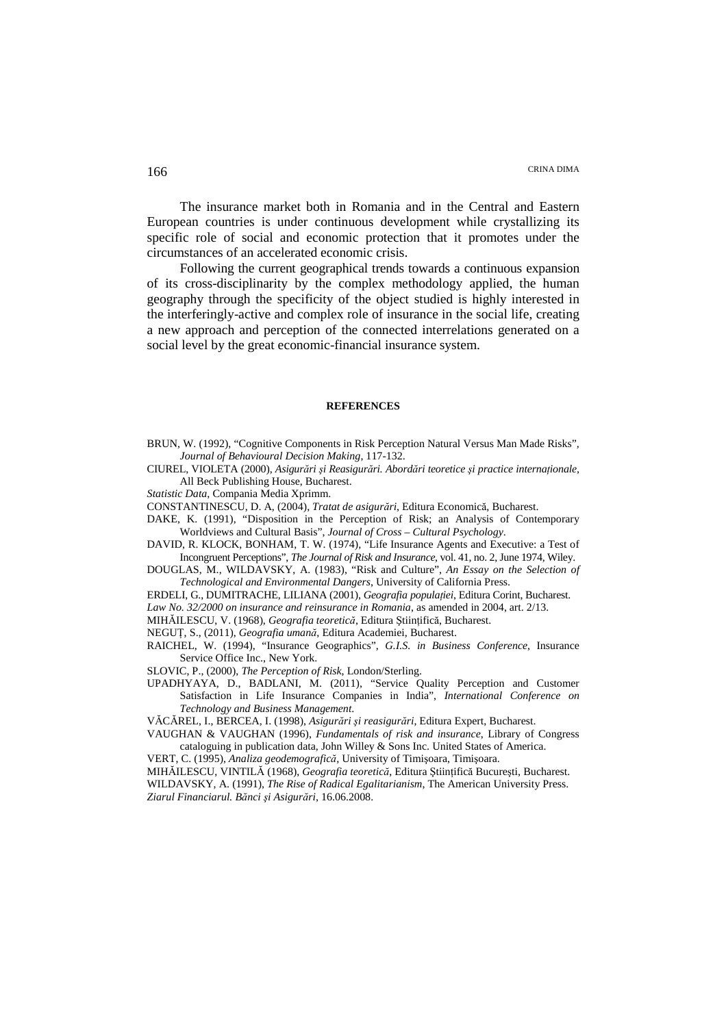The insurance market both in Romania and in the Central and Eastern European countries is under continuous development while crystallizing its specific role of social and economic protection that it promotes under the circumstances of an accelerated economic crisis.

Following the current geographical trends towards a continuous expansion of its cross-disciplinarity by the complex methodology applied, the human geography through the specificity of the object studied is highly interested in the interferingly-active and complex role of insurance in the social life, creating a new approach and perception of the connected interrelations generated on a social level by the great economic-financial insurance system.

## REFERENCES

BRUN, W. (1992), "Cognitive Components in Risk Perception Natural Versus Man Made Risks", *Journal of Behavioural Decision Making*, 117-132.

CIUREL, VIOLETA (2000), *Asigurări şi Reasigurări. Abordări teoretice şi practice internaționale*, All Beck Publishing House, Bucharest.

*Statistic Data*, Compania Media Xprimm.

CONSTANTINESCU, D. A, (2004), *Tratat de asigurări*, Editura Economică, Bucharest.

DAKE, K. (1991), "Disposition in the Perception of Risk; an Analysis of Contemporary Worldviews and Cultural Basis", *Journal of Cross – Cultural Psychology*.

DAVID, R. KLOCK, BONHAM, T. W. (1974), "Life Insurance Agents and Executive: a Test of Incongruent Perceptions", *The Journal of Risk and Insurance*, vol. 41, no. 2, June 1974, Wiley.

DOUGLAS, M., WILDAVSKY, A. (1983), "Risk and Culture", *An Essay on the Selection of Technological and Environmental Dangers*, University of California Press.

ERDELI, G., DUMITRACHE, LILIANA (2001), *Geografia populației*, Editura Corint, Bucharest.

*Law No. 32/2000 on insurance and reinsurance in Romania*, as amended in 2004, art. 2/13.

MIHĂILESCU, V. (1968), *Geografia teoretică*, Editura Științifică, Bucharest.

NEGUȚ, S., (2011), *Geografia umană*, Editura Academiei, Bucharest.

RAICHEL, W. (1994), "Insurance Geographics", *G.I.S. in Business Conference*, Insurance Service Office Inc., New York.

SLOVIC, P., (2000), *The Perception of Risk*, London/Sterling.

UPADHYAYA, D., BADLANI, M. (2011), "Service Quality Perception and Customer Satisfaction in Life Insurance Companies in India", *International Conference on Technology and Business Management*.

VĂCĂREL, I., BERCEA, I. (1998), *Asigurări şi reasigurări*, Editura Expert, Bucharest.

VAUGHAN & VAUGHAN (1996), *Fundamentals of risk and insurance*, Library of Congress cataloguing in publication data, John Willey & Sons Inc. United States of America.

VERT, C. (1995), *Analiza geodemografică*, University of Timişoara, Timişoara.

MIHĂILESCU, VINTILĂ (1968), *Geografia teoretică*, Editura Științifică București, Bucharest.

WILDAVSKY, A. (1991), *The Rise of Radical Egalitarianism*, The American University Press.

*Ziarul Financiarul. Bănci şi Asigurări*, 16.06.2008.